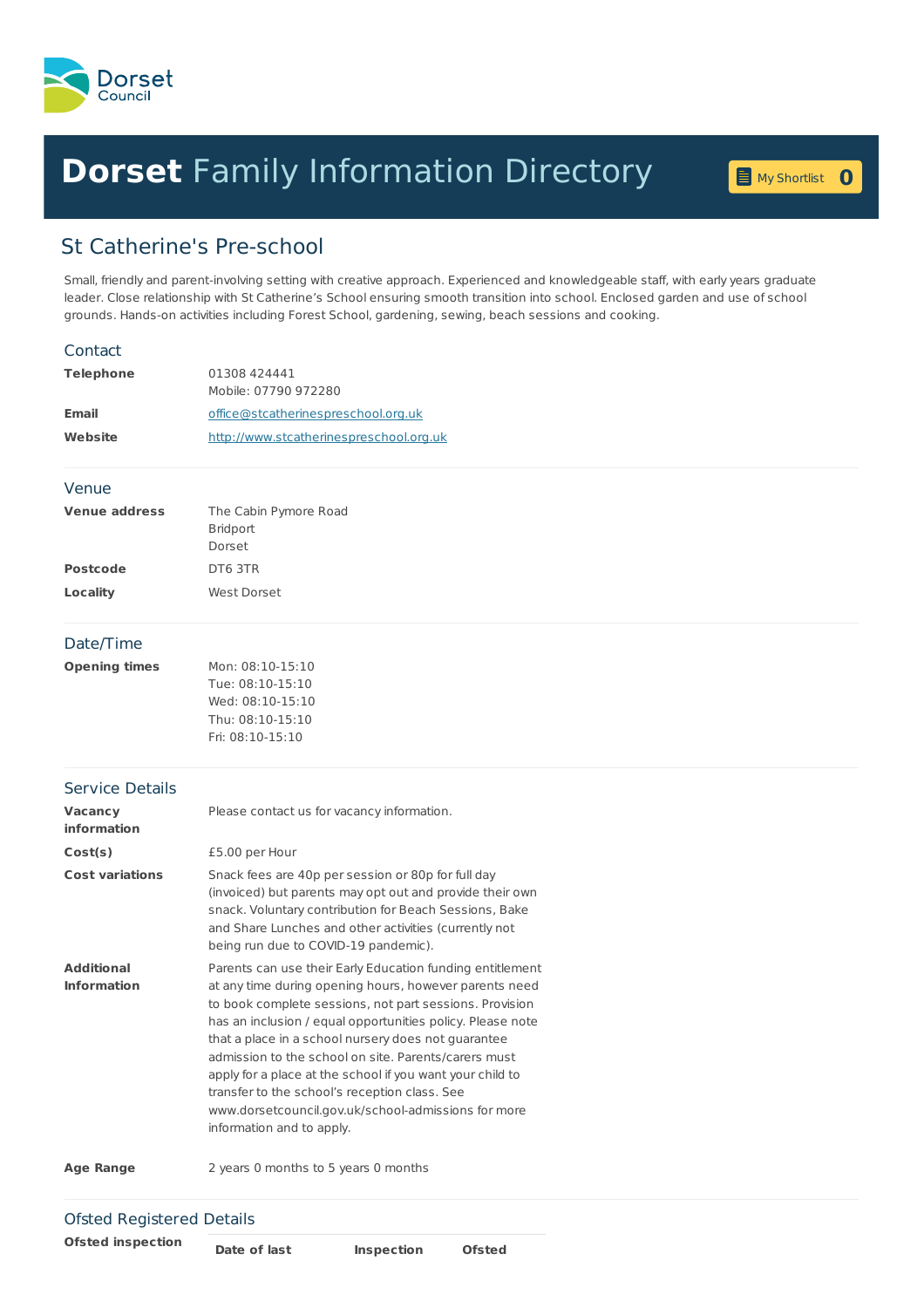Dorset Council

# **Dorset** Family Information Directory

My Shortlist 0

## St Catherine's Pre-school

Small, friendly and parent-involving setting with creative approach. Experienced and knowledgeable staff, with early years graduate leader. Close relationship with St Catherine's School ensuring smooth transition into school. Enclosed garden and use of school grounds. Hands-on activities including Forest School, gardening, sewing, beach sessions and cooking.

### Contact

| | |
|---|---|
| **Telephone** | 01308 424441<br>Mobile: 07790 972280 |
| **Email** | office@stcatherinespreschool.org.uk |
| **Website** | http://www.stcatherinespreschool.org.uk |

### Venue

| | |
|---|---|
| **Venue address** | The Cabin Pymore Road<br>Bridport<br>Dorset |
| **Postcode** | DT6 3TR |
| **Locality** | West Dorset |

### Date/Time

| | |
|---|---|
| **Opening times** | Mon: 08:10-15:10<br>Tue: 08:10-15:10<br>Wed: 08:10-15:10<br>Thu: 08:10-15:10<br>Fri: 08:10-15:10 |

### Service Details

| | |
|---|---|
| **Vacancy information** | Please contact us for vacancy information. |
| **Cost(s)** | £5.00 per Hour |
| **Cost variations** | Snack fees are 40p per session or 80p for full day (invoiced) but parents may opt out and provide their own snack. Voluntary contribution for Beach Sessions, Bake and Share Lunches and other activities (currently not being run due to COVID-19 pandemic). |
| **Additional Information** | Parents can use their Early Education funding entitlement at any time during opening hours, however parents need to book complete sessions, not part sessions. Provision has an inclusion / equal opportunities policy. Please note that a place in a school nursery does not guarantee admission to the school on site. Parents/carers must apply for a place at the school if you want your child to transfer to the school's reception class. See www.dorsetcouncil.gov.uk/school-admissions for more information and to apply. |
| **Age Range** | 2 years 0 months to 5 years 0 months |

### Ofsted Registered Details

**Ofsted inspection**

| Date of last | Inspection | Ofsted |
|---|---|---|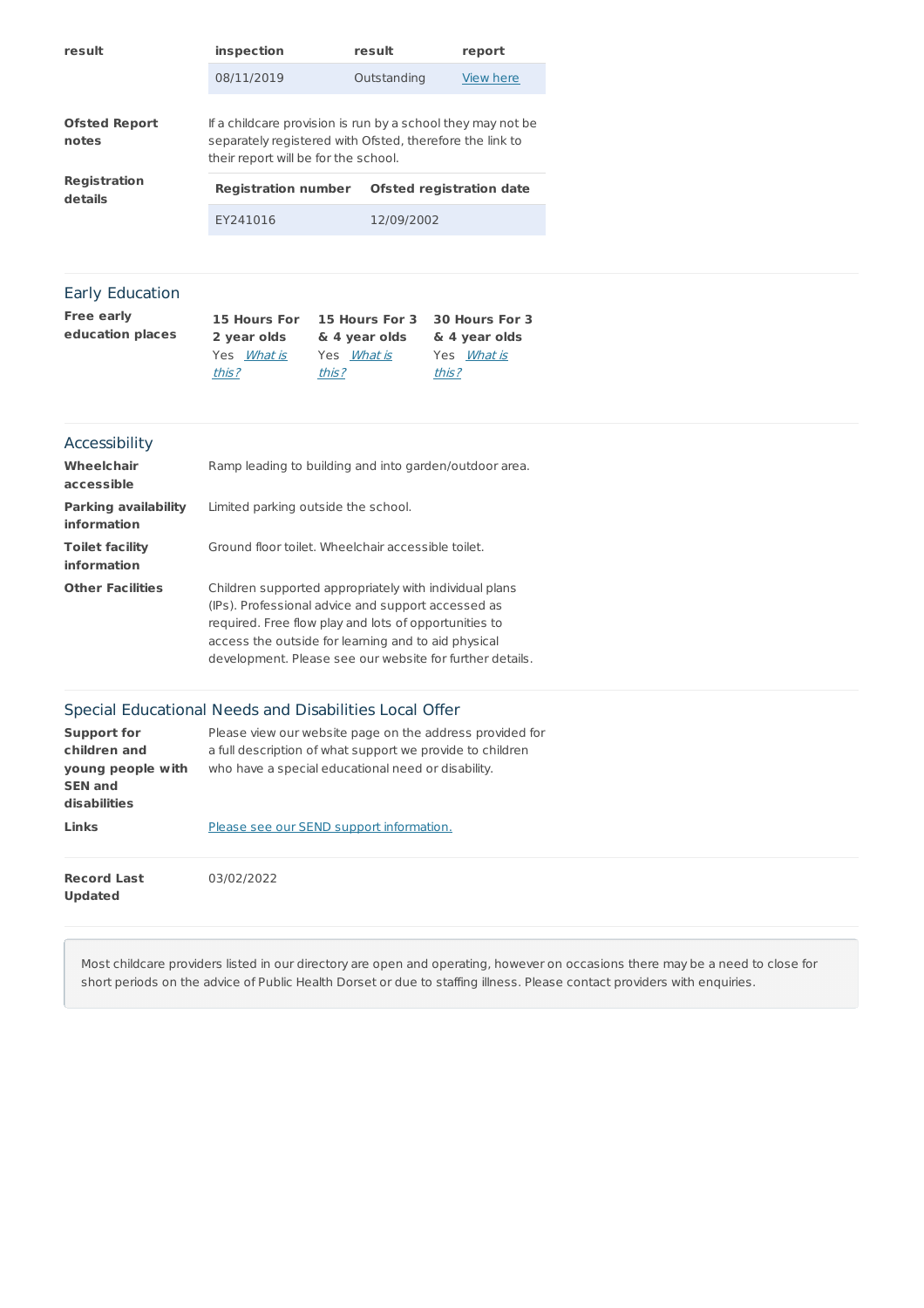| result | inspection | result | report |
|---|---|---|---|
| | 08/11/2019 | Outstanding | View here |

**Ofsted Report notes**

If a childcare provision is run by a school they may not be separately registered with Ofsted, therefore the link to their report will be for the school.

**Registration details**

| Registration number | Ofsted registration date |
|---|---|
| EY241016 | 12/09/2002 |

## Early Education

**Free early education places**

| 15 Hours For 2 year olds | 15 Hours For 3 & 4 year olds | 30 Hours For 3 & 4 year olds |
|---|---|---|
| Yes *What is this?* | Yes *What is this?* | Yes *What is this?* |

## Accessibility

**Wheelchair accessible**

Ramp leading to building and into garden/outdoor area.

**Parking availability information**

Limited parking outside the school.

**Toilet facility information**

Ground floor toilet. Wheelchair accessible toilet.

**Other Facilities**

Children supported appropriately with individual plans (IPs). Professional advice and support accessed as required. Free flow play and lots of opportunities to access the outside for learning and to aid physical development. Please see our website for further details.

## Special Educational Needs and Disabilities Local Offer

**Support for children and young people with SEN and disabilities**

Please view our website page on the address provided for a full description of what support we provide to children who have a special educational need or disability.

**Links**

Please see our SEND support information.

**Record Last Updated**

03/02/2022

Most childcare providers listed in our directory are open and operating, however on occasions there may be a need to close for short periods on the advice of Public Health Dorset or due to staffing illness. Please contact providers with enquiries.